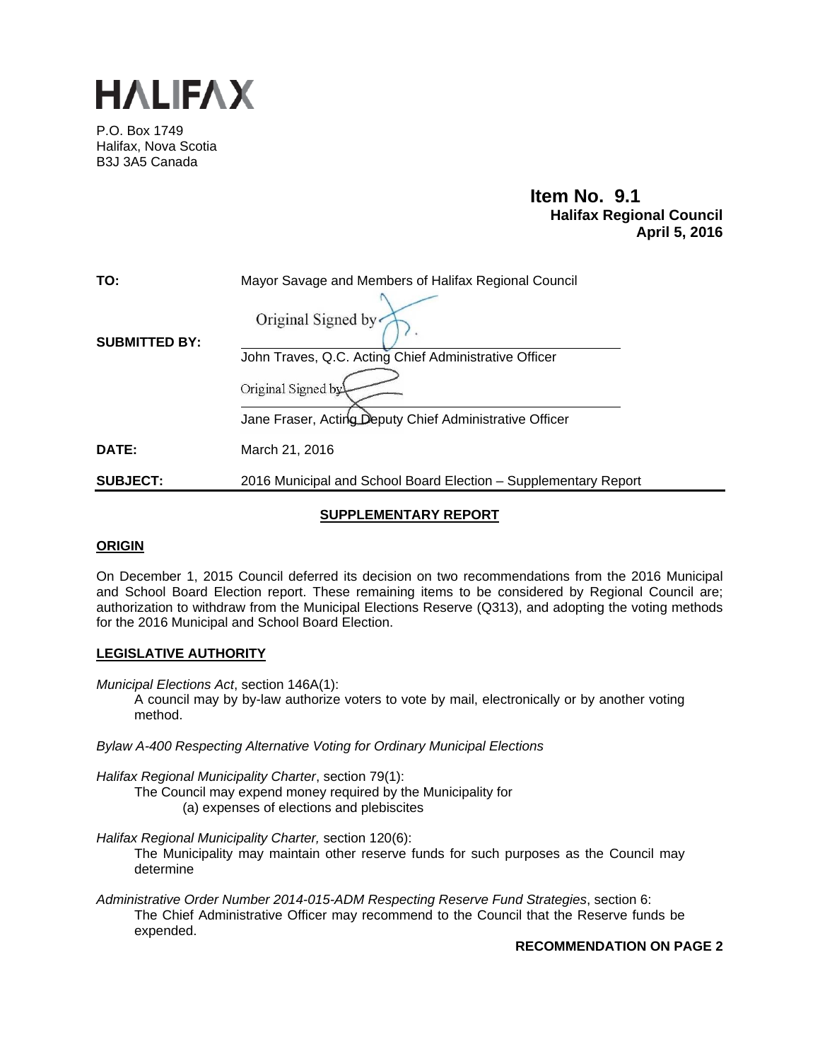# HALIFAX

P.O. Box 1749
Halifax, Nova Scotia
B3J 3A5 Canada

**Item No. 9.1**
**Halifax Regional Council**
**April 5, 2016**

**TO:** Mayor Savage and Members of Halifax Regional Council

**SUBMITTED BY:**

Original Signed by

John Traves, Q.C. Acting Chief Administrative Officer

Original Signed by

Jane Fraser, Acting Deputy Chief Administrative Officer

**DATE:** March 21, 2016

**SUBJECT:** 2016 Municipal and School Board Election – Supplementary Report

## SUPPLEMENTARY REPORT

### ORIGIN

On December 1, 2015 Council deferred its decision on two recommendations from the 2016 Municipal and School Board Election report. These remaining items to be considered by Regional Council are; authorization to withdraw from the Municipal Elections Reserve (Q313), and adopting the voting methods for the 2016 Municipal and School Board Election.

### LEGISLATIVE AUTHORITY

*Municipal Elections Act*, section 146A(1):

> A council may by by-law authorize voters to vote by mail, electronically or by another voting method.

*Bylaw A-400 Respecting Alternative Voting for Ordinary Municipal Elections*

*Halifax Regional Municipality Charter*, section 79(1):

> The Council may expend money required by the Municipality for
> (a) expenses of elections and plebiscites

*Halifax Regional Municipality Charter,* section 120(6):

> The Municipality may maintain other reserve funds for such purposes as the Council may determine

*Administrative Order Number 2014-015-ADM Respecting Reserve Fund Strategies*, section 6:

> The Chief Administrative Officer may recommend to the Council that the Reserve funds be expended.

**RECOMMENDATION ON PAGE 2**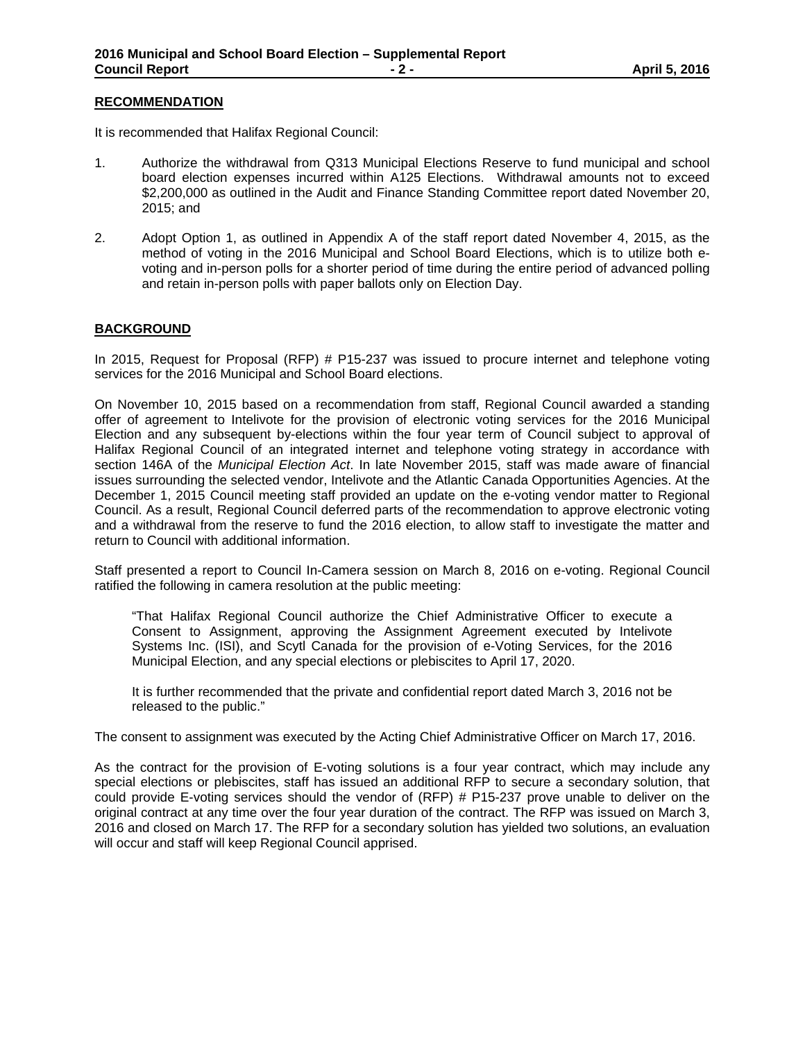## RECOMMENDATION

It is recommended that Halifax Regional Council:

1. Authorize the withdrawal from Q313 Municipal Elections Reserve to fund municipal and school board election expenses incurred within A125 Elections. Withdrawal amounts not to exceed \$2,200,000 as outlined in the Audit and Finance Standing Committee report dated November 20, 2015; and

2. Adopt Option 1, as outlined in Appendix A of the staff report dated November 4, 2015, as the method of voting in the 2016 Municipal and School Board Elections, which is to utilize both e-voting and in-person polls for a shorter period of time during the entire period of advanced polling and retain in-person polls with paper ballots only on Election Day.

## BACKGROUND

In 2015, Request for Proposal (RFP) # P15-237 was issued to procure internet and telephone voting services for the 2016 Municipal and School Board elections.

On November 10, 2015 based on a recommendation from staff, Regional Council awarded a standing offer of agreement to Intelivote for the provision of electronic voting services for the 2016 Municipal Election and any subsequent by-elections within the four year term of Council subject to approval of Halifax Regional Council of an integrated internet and telephone voting strategy in accordance with section 146A of the *Municipal Election Act*. In late November 2015, staff was made aware of financial issues surrounding the selected vendor, Intelivote and the Atlantic Canada Opportunities Agencies. At the December 1, 2015 Council meeting staff provided an update on the e-voting vendor matter to Regional Council. As a result, Regional Council deferred parts of the recommendation to approve electronic voting and a withdrawal from the reserve to fund the 2016 election, to allow staff to investigate the matter and return to Council with additional information.

Staff presented a report to Council In-Camera session on March 8, 2016 on e-voting. Regional Council ratified the following in camera resolution at the public meeting:

> "That Halifax Regional Council authorize the Chief Administrative Officer to execute a Consent to Assignment, approving the Assignment Agreement executed by Intelivote Systems Inc. (ISI), and Scytl Canada for the provision of e-Voting Services, for the 2016 Municipal Election, and any special elections or plebiscites to April 17, 2020.
>
> It is further recommended that the private and confidential report dated March 3, 2016 not be released to the public."

The consent to assignment was executed by the Acting Chief Administrative Officer on March 17, 2016.

As the contract for the provision of E-voting solutions is a four year contract, which may include any special elections or plebiscites, staff has issued an additional RFP to secure a secondary solution, that could provide E-voting services should the vendor of (RFP) # P15-237 prove unable to deliver on the original contract at any time over the four year duration of the contract. The RFP was issued on March 3, 2016 and closed on March 17. The RFP for a secondary solution has yielded two solutions, an evaluation will occur and staff will keep Regional Council apprised.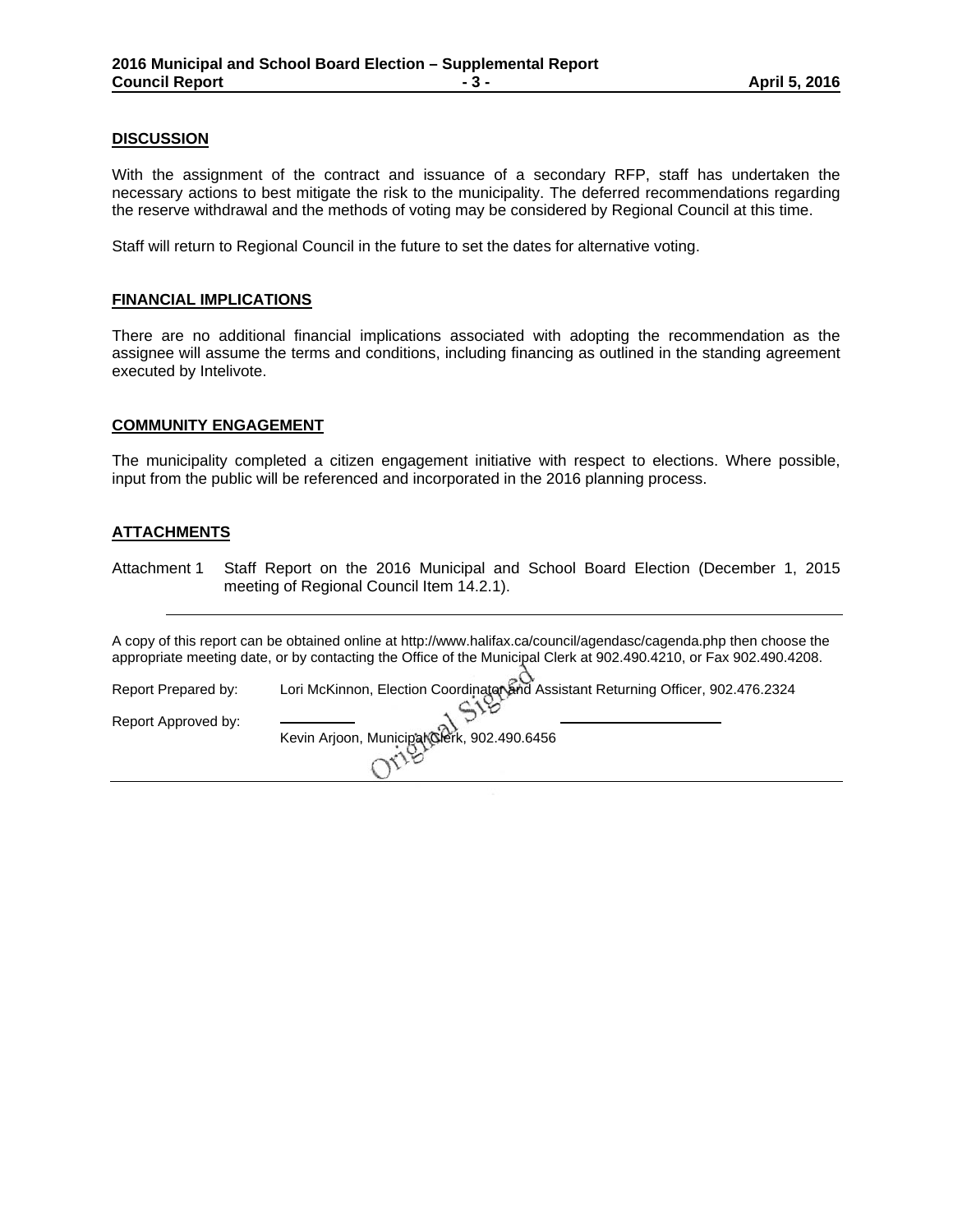## DISCUSSION

With the assignment of the contract and issuance of a secondary RFP, staff has undertaken the necessary actions to best mitigate the risk to the municipality. The deferred recommendations regarding the reserve withdrawal and the methods of voting may be considered by Regional Council at this time.

Staff will return to Regional Council in the future to set the dates for alternative voting.

## FINANCIAL IMPLICATIONS

There are no additional financial implications associated with adopting the recommendation as the assignee will assume the terms and conditions, including financing as outlined in the standing agreement executed by Intelivote.

## COMMUNITY ENGAGEMENT

The municipality completed a citizen engagement initiative with respect to elections. Where possible, input from the public will be referenced and incorporated in the 2016 planning process.

## ATTACHMENTS

Attachment 1 Staff Report on the 2016 Municipal and School Board Election (December 1, 2015 meeting of Regional Council Item 14.2.1).

---

A copy of this report can be obtained online at http://www.halifax.ca/council/agendasc/cagenda.php then choose the appropriate meeting date, or by contacting the Office of the Municipal Clerk at 902.490.4210, or Fax 902.490.4208.

Report Prepared by: Lori McKinnon, Election Coordinator and Assistant Returning Officer, 902.476.2324

Report Approved by: Original Signed

Kevin Arjoon, Municipal Clerk, 902.490.6456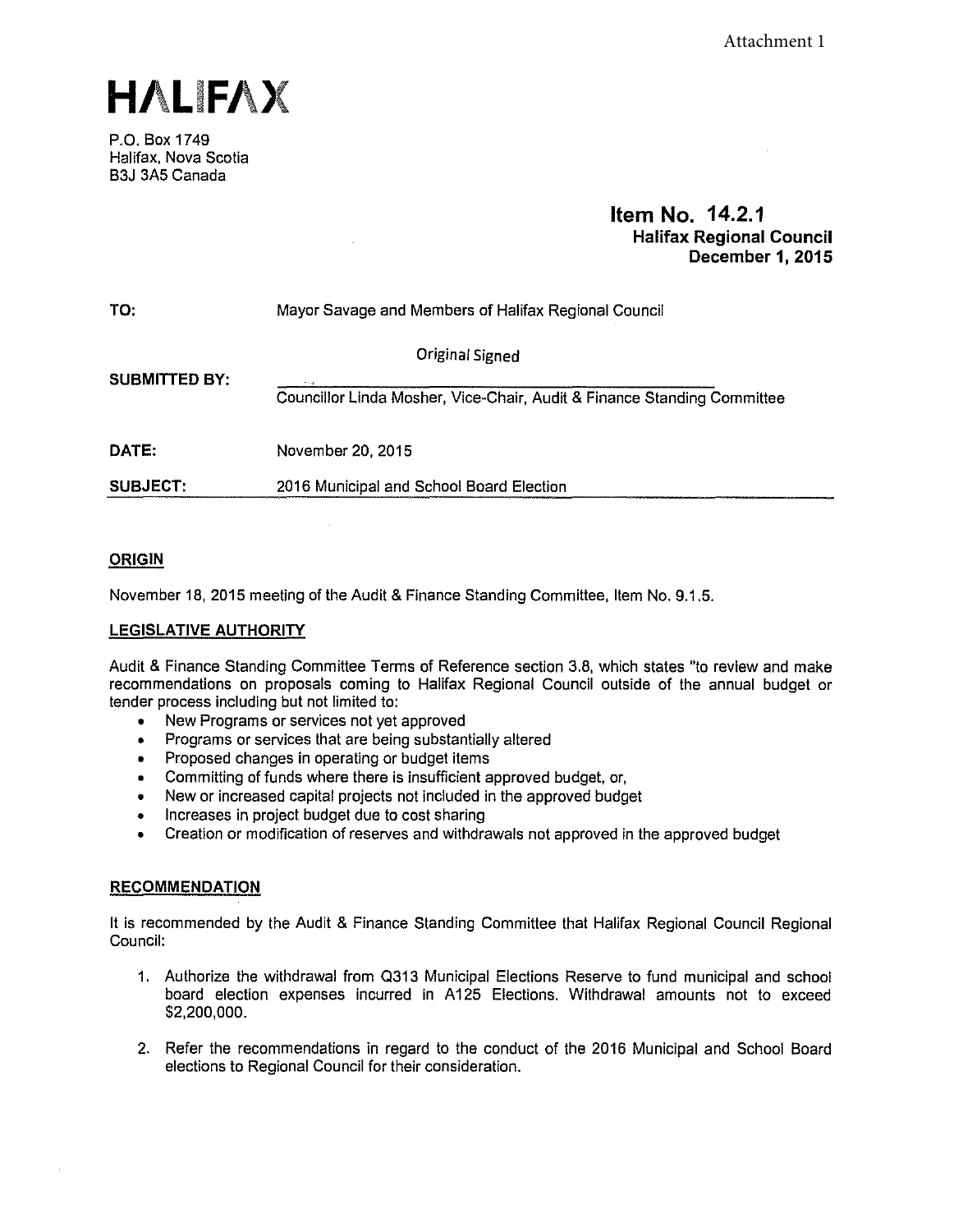Attachment 1

# HALIFAX

P.O. Box 1749
Halifax, Nova Scotia
B3J 3A5 Canada

**Item No. 14.2.1**
**Halifax Regional Council**
**December 1, 2015**

| | |
|---|---|
| **TO:** | Mayor Savage and Members of Halifax Regional Council |
| **SUBMITTED BY:** | Original Signed<br>Councillor Linda Mosher, Vice-Chair, Audit & Finance Standing Committee |
| **DATE:** | November 20, 2015 |
| **SUBJECT:** | 2016 Municipal and School Board Election |

## ORIGIN

November 18, 2015 meeting of the Audit & Finance Standing Committee, Item No. 9.1.5.

## LEGISLATIVE AUTHORITY

Audit & Finance Standing Committee Terms of Reference section 3.8, which states "to review and make recommendations on proposals coming to Halifax Regional Council outside of the annual budget or tender process including but not limited to:

- New Programs or services not yet approved
- Programs or services that are being substantially altered
- Proposed changes in operating or budget items
- Committing of funds where there is insufficient approved budget, or,
- New or increased capital projects not included in the approved budget
- Increases in project budget due to cost sharing
- Creation or modification of reserves and withdrawals not approved in the approved budget

## RECOMMENDATION

It is recommended by the Audit & Finance Standing Committee that Halifax Regional Council Regional Council:

1. Authorize the withdrawal from Q313 Municipal Elections Reserve to fund municipal and school board election expenses incurred in A125 Elections. Withdrawal amounts not to exceed $2,200,000.

2. Refer the recommendations in regard to the conduct of the 2016 Municipal and School Board elections to Regional Council for their consideration.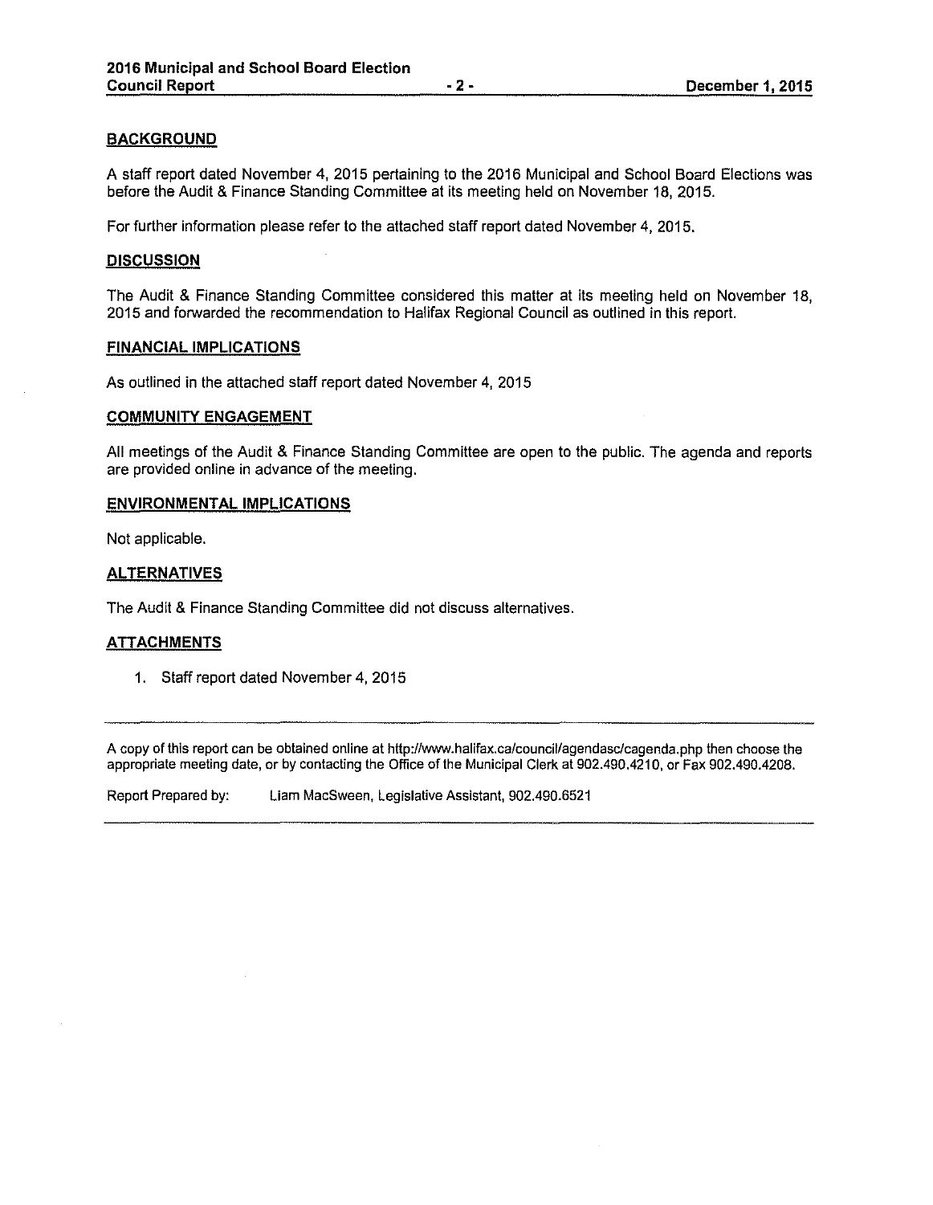## BACKGROUND

A staff report dated November 4, 2015 pertaining to the 2016 Municipal and School Board Elections was before the Audit & Finance Standing Committee at its meeting held on November 18, 2015.

For further information please refer to the attached staff report dated November 4, 2015.

## DISCUSSION

The Audit & Finance Standing Committee considered this matter at its meeting held on November 18, 2015 and forwarded the recommendation to Halifax Regional Council as outlined in this report.

## FINANCIAL IMPLICATIONS

As outlined in the attached staff report dated November 4, 2015

## COMMUNITY ENGAGEMENT

All meetings of the Audit & Finance Standing Committee are open to the public. The agenda and reports are provided online in advance of the meeting.

## ENVIRONMENTAL IMPLICATIONS

Not applicable.

## ALTERNATIVES

The Audit & Finance Standing Committee did not discuss alternatives.

## ATTACHMENTS

1. Staff report dated November 4, 2015

---

A copy of this report can be obtained online at http://www.halifax.ca/council/agendasc/cagenda.php then choose the appropriate meeting date, or by contacting the Office of the Municipal Clerk at 902.490.4210, or Fax 902.490.4208.

Report Prepared by: Liam MacSween, Legislative Assistant, 902.490.6521

---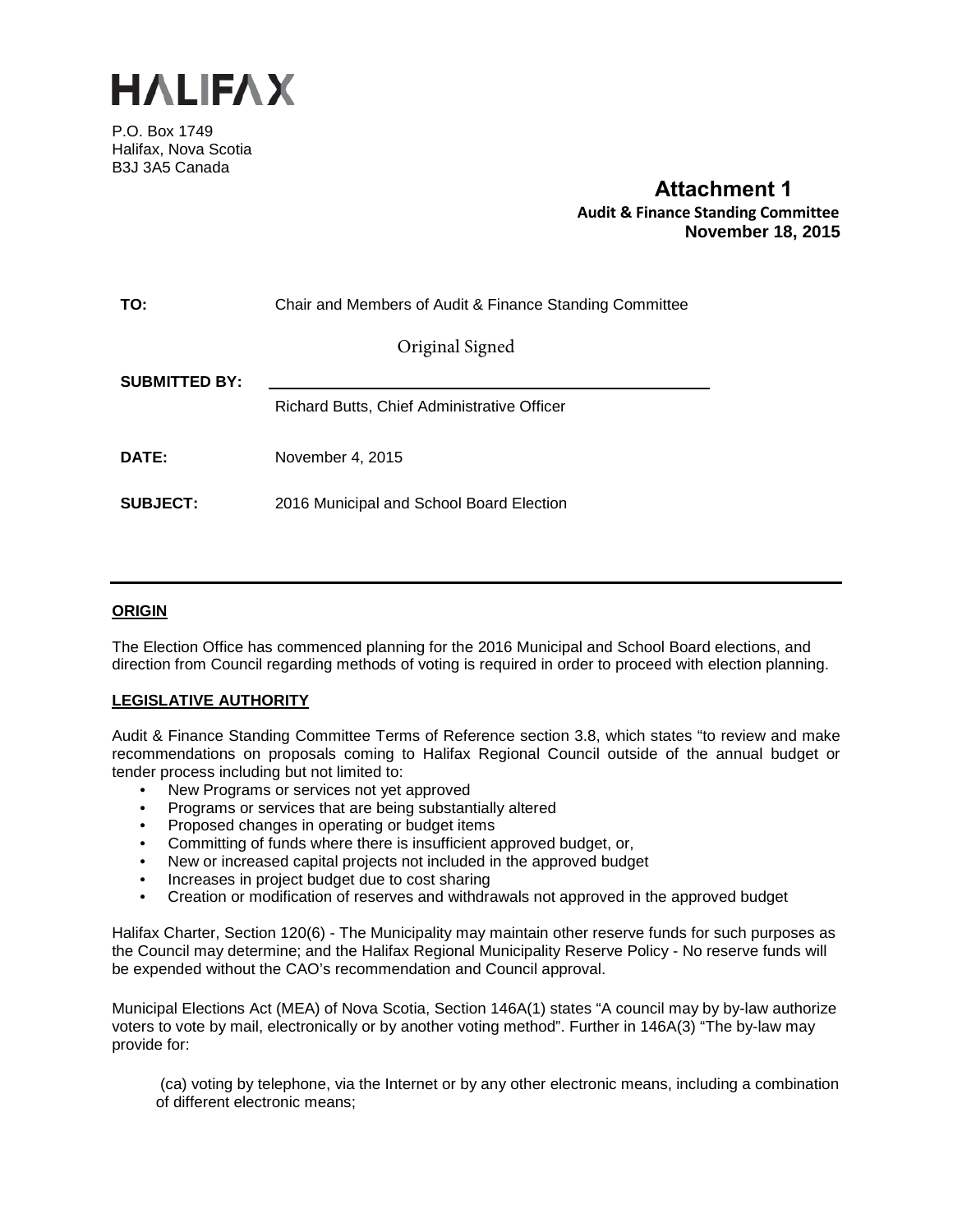# HALIFAX

P.O. Box 1749
Halifax, Nova Scotia
B3J 3A5 Canada

**Attachment 1**
**Audit & Finance Standing Committee**
**November 18, 2015**

**TO:** Chair and Members of Audit & Finance Standing Committee

Original Signed

**SUBMITTED BY:**

Richard Butts, Chief Administrative Officer

**DATE:** November 4, 2015

**SUBJECT:** 2016 Municipal and School Board Election

---

**ORIGIN**

The Election Office has commenced planning for the 2016 Municipal and School Board elections, and direction from Council regarding methods of voting is required in order to proceed with election planning.

**LEGISLATIVE AUTHORITY**

Audit & Finance Standing Committee Terms of Reference section 3.8, which states "to review and make recommendations on proposals coming to Halifax Regional Council outside of the annual budget or tender process including but not limited to:

- New Programs or services not yet approved
- Programs or services that are being substantially altered
- Proposed changes in operating or budget items
- Committing of funds where there is insufficient approved budget, or,
- New or increased capital projects not included in the approved budget
- Increases in project budget due to cost sharing
- Creation or modification of reserves and withdrawals not approved in the approved budget

Halifax Charter, Section 120(6) - The Municipality may maintain other reserve funds for such purposes as the Council may determine; and the Halifax Regional Municipality Reserve Policy - No reserve funds will be expended without the CAO's recommendation and Council approval.

Municipal Elections Act (MEA) of Nova Scotia, Section 146A(1) states "A council may by by-law authorize voters to vote by mail, electronically or by another voting method". Further in 146A(3) "The by-law may provide for:

(ca) voting by telephone, via the Internet or by any other electronic means, including a combination of different electronic means;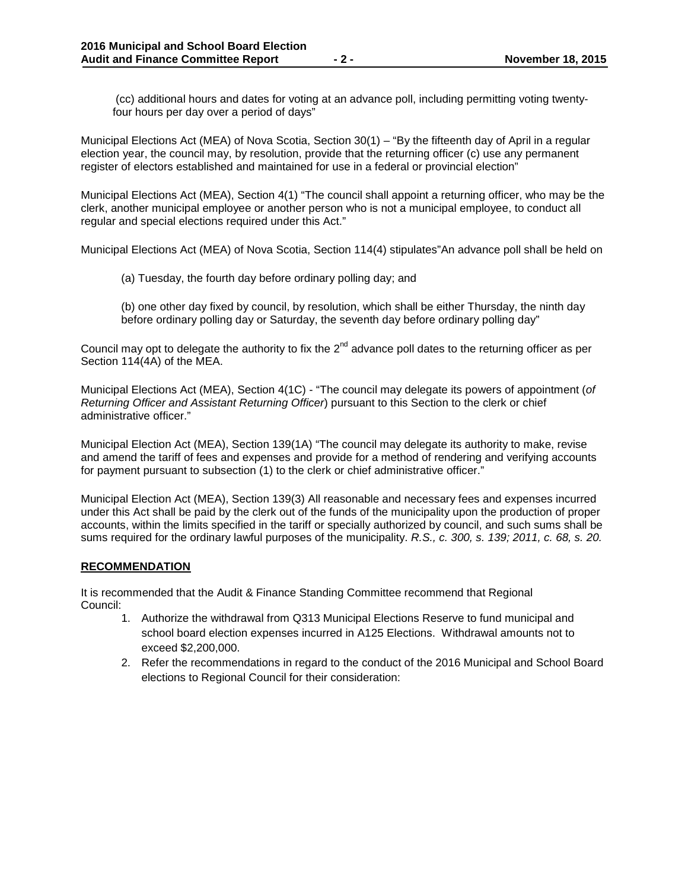(cc) additional hours and dates for voting at an advance poll, including permitting voting twenty-four hours per day over a period of days"

Municipal Elections Act (MEA) of Nova Scotia, Section 30(1) – "By the fifteenth day of April in a regular election year, the council may, by resolution, provide that the returning officer (c) use any permanent register of electors established and maintained for use in a federal or provincial election"

Municipal Elections Act (MEA), Section 4(1) "The council shall appoint a returning officer, who may be the clerk, another municipal employee or another person who is not a municipal employee, to conduct all regular and special elections required under this Act."

Municipal Elections Act (MEA) of Nova Scotia, Section 114(4) stipulates"An advance poll shall be held on

(a) Tuesday, the fourth day before ordinary polling day; and

(b) one other day fixed by council, by resolution, which shall be either Thursday, the ninth day before ordinary polling day or Saturday, the seventh day before ordinary polling day"

Council may opt to delegate the authority to fix the 2nd advance poll dates to the returning officer as per Section 114(4A) of the MEA.

Municipal Elections Act (MEA), Section 4(1C) - "The council may delegate its powers of appointment (*of Returning Officer and Assistant Returning Officer*) pursuant to this Section to the clerk or chief administrative officer."

Municipal Election Act (MEA), Section 139(1A) "The council may delegate its authority to make, revise and amend the tariff of fees and expenses and provide for a method of rendering and verifying accounts for payment pursuant to subsection (1) to the clerk or chief administrative officer."

Municipal Election Act (MEA), Section 139(3) All reasonable and necessary fees and expenses incurred under this Act shall be paid by the clerk out of the funds of the municipality upon the production of proper accounts, within the limits specified in the tariff or specially authorized by council, and such sums shall be sums required for the ordinary lawful purposes of the municipality. *R.S., c. 300, s. 139; 2011, c. 68, s. 20.*

## RECOMMENDATION

It is recommended that the Audit & Finance Standing Committee recommend that Regional Council:

1. Authorize the withdrawal from Q313 Municipal Elections Reserve to fund municipal and school board election expenses incurred in A125 Elections. Withdrawal amounts not to exceed $2,200,000.
2. Refer the recommendations in regard to the conduct of the 2016 Municipal and School Board elections to Regional Council for their consideration: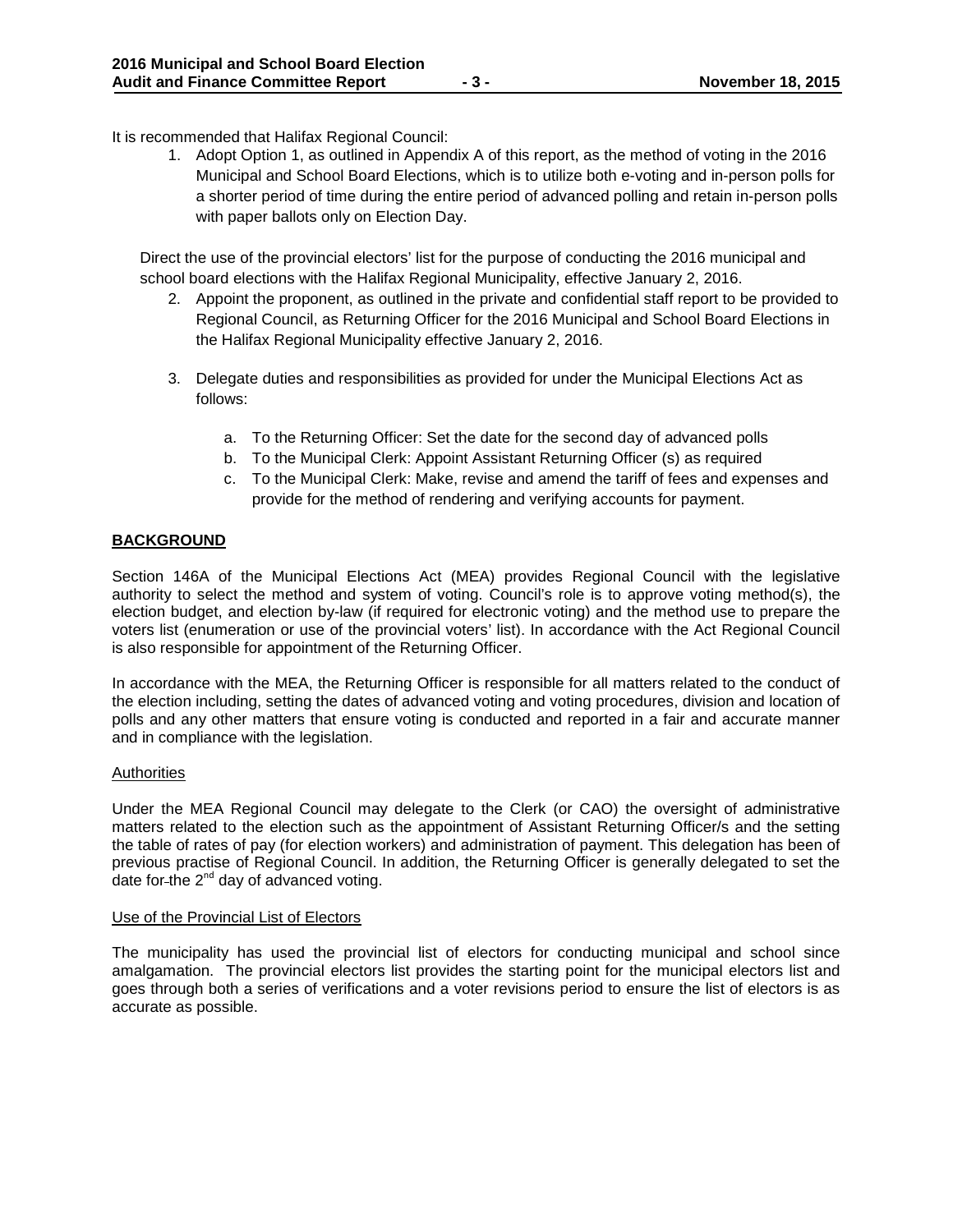It is recommended that Halifax Regional Council:

1. Adopt Option 1, as outlined in Appendix A of this report, as the method of voting in the 2016 Municipal and School Board Elections, which is to utilize both e-voting and in-person polls for a shorter period of time during the entire period of advanced polling and retain in-person polls with paper ballots only on Election Day.

Direct the use of the provincial electors' list for the purpose of conducting the 2016 municipal and school board elections with the Halifax Regional Municipality, effective January 2, 2016.

2. Appoint the proponent, as outlined in the private and confidential staff report to be provided to Regional Council, as Returning Officer for the 2016 Municipal and School Board Elections in the Halifax Regional Municipality effective January 2, 2016.

3. Delegate duties and responsibilities as provided for under the Municipal Elections Act as follows:

   a. To the Returning Officer: Set the date for the second day of advanced polls
   b. To the Municipal Clerk: Appoint Assistant Returning Officer (s) as required
   c. To the Municipal Clerk: Make, revise and amend the tariff of fees and expenses and provide for the method of rendering and verifying accounts for payment.

## BACKGROUND

Section 146A of the Municipal Elections Act (MEA) provides Regional Council with the legislative authority to select the method and system of voting. Council's role is to approve voting method(s), the election budget, and election by-law (if required for electronic voting) and the method use to prepare the voters list (enumeration or use of the provincial voters' list). In accordance with the Act Regional Council is also responsible for appointment of the Returning Officer.

In accordance with the MEA, the Returning Officer is responsible for all matters related to the conduct of the election including, setting the dates of advanced voting and voting procedures, division and location of polls and any other matters that ensure voting is conducted and reported in a fair and accurate manner and in compliance with the legislation.

### Authorities

Under the MEA Regional Council may delegate to the Clerk (or CAO) the oversight of administrative matters related to the election such as the appointment of Assistant Returning Officer/s and the setting the table of rates of pay (for election workers) and administration of payment. This delegation has been of previous practise of Regional Council. In addition, the Returning Officer is generally delegated to set the date for the 2nd day of advanced voting.

### Use of the Provincial List of Electors

The municipality has used the provincial list of electors for conducting municipal and school since amalgamation. The provincial electors list provides the starting point for the municipal electors list and goes through both a series of verifications and a voter revisions period to ensure the list of electors is as accurate as possible.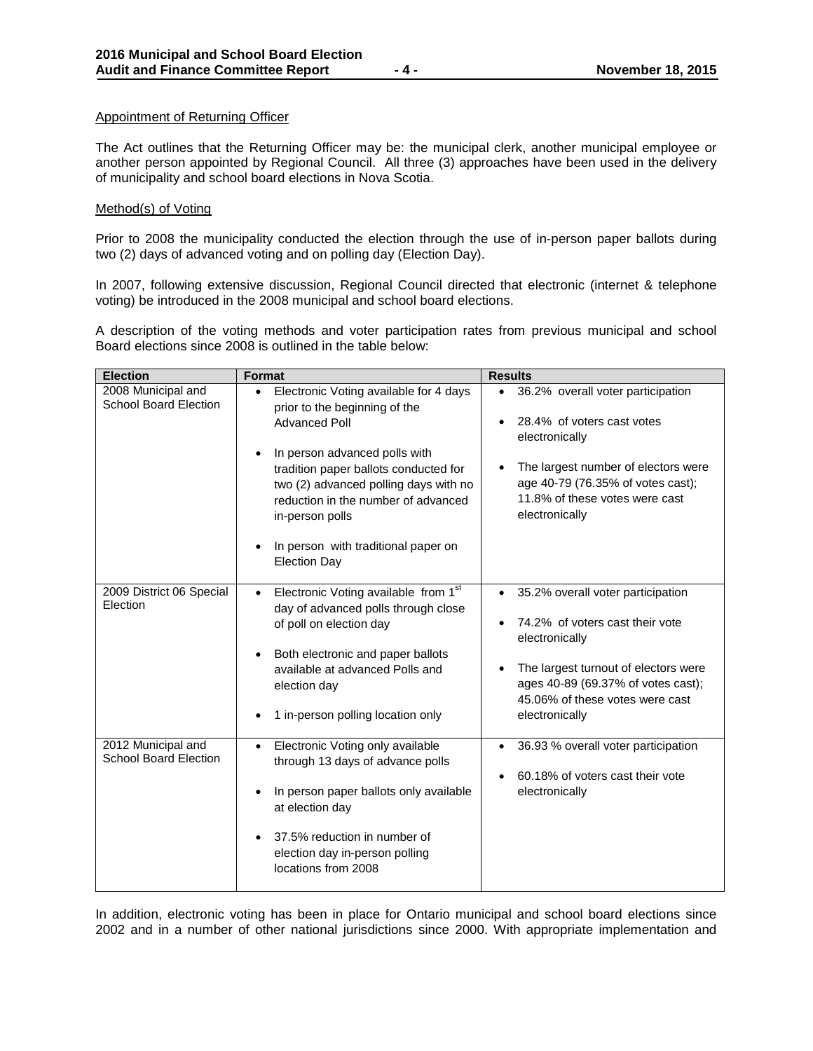Appointment of Returning Officer

The Act outlines that the Returning Officer may be: the municipal clerk, another municipal employee or another person appointed by Regional Council. All three (3) approaches have been used in the delivery of municipality and school board elections in Nova Scotia.

Method(s) of Voting

Prior to 2008 the municipality conducted the election through the use of in-person paper ballots during two (2) days of advanced voting and on polling day (Election Day).

In 2007, following extensive discussion, Regional Council directed that electronic (internet & telephone voting) be introduced in the 2008 municipal and school board elections.

A description of the voting methods and voter participation rates from previous municipal and school Board elections since 2008 is outlined in the table below:

| Election | Format | Results |
|---|---|---|
| 2008 Municipal and School Board Election | • Electronic Voting available for 4 days prior to the beginning of the Advanced Poll<br>• In person advanced polls with tradition paper ballots conducted for two (2) advanced polling days with no reduction in the number of advanced in-person polls<br>• In person with traditional paper on Election Day | • 36.2% overall voter participation<br>• 28.4% of voters cast votes electronically<br>• The largest number of electors were age 40-79 (76.35% of votes cast); 11.8% of these votes were cast electronically |
| 2009 District 06 Special Election | • Electronic Voting available from 1st day of advanced polls through close of poll on election day<br>• Both electronic and paper ballots available at advanced Polls and election day<br>• 1 in-person polling location only | • 35.2% overall voter participation<br>• 74.2% of voters cast their vote electronically<br>• The largest turnout of electors were ages 40-89 (69.37% of votes cast); 45.06% of these votes were cast electronically |
| 2012 Municipal and School Board Election | • Electronic Voting only available through 13 days of advance polls<br>• In person paper ballots only available at election day<br>• 37.5% reduction in number of election day in-person polling locations from 2008 | • 36.93 % overall voter participation<br>• 60.18% of voters cast their vote electronically |

In addition, electronic voting has been in place for Ontario municipal and school board elections since 2002 and in a number of other national jurisdictions since 2000. With appropriate implementation and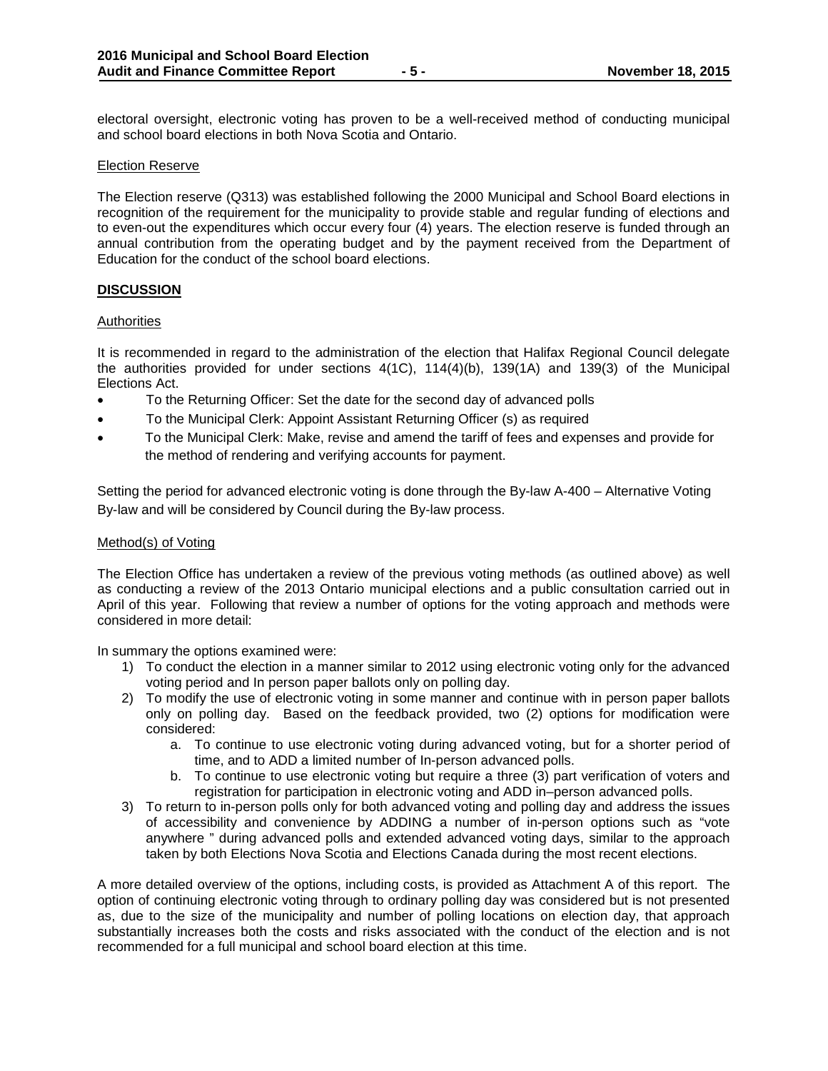electoral oversight, electronic voting has proven to be a well-received method of conducting municipal and school board elections in both Nova Scotia and Ontario.

Election Reserve

The Election reserve (Q313) was established following the 2000 Municipal and School Board elections in recognition of the requirement for the municipality to provide stable and regular funding of elections and to even-out the expenditures which occur every four (4) years. The election reserve is funded through an annual contribution from the operating budget and by the payment received from the Department of Education for the conduct of the school board elections.

## DISCUSSION

Authorities

It is recommended in regard to the administration of the election that Halifax Regional Council delegate the authorities provided for under sections 4(1C), 114(4)(b), 139(1A) and 139(3) of the Municipal Elections Act.

- To the Returning Officer: Set the date for the second day of advanced polls
- To the Municipal Clerk: Appoint Assistant Returning Officer (s) as required
- To the Municipal Clerk: Make, revise and amend the tariff of fees and expenses and provide for the method of rendering and verifying accounts for payment.

Setting the period for advanced electronic voting is done through the By-law A-400 – Alternative Voting By-law and will be considered by Council during the By-law process.

Method(s) of Voting

The Election Office has undertaken a review of the previous voting methods (as outlined above) as well as conducting a review of the 2013 Ontario municipal elections and a public consultation carried out in April of this year. Following that review a number of options for the voting approach and methods were considered in more detail:

In summary the options examined were:

1) To conduct the election in a manner similar to 2012 using electronic voting only for the advanced voting period and In person paper ballots only on polling day.
2) To modify the use of electronic voting in some manner and continue with in person paper ballots only on polling day. Based on the feedback provided, two (2) options for modification were considered:
   a. To continue to use electronic voting during advanced voting, but for a shorter period of time, and to ADD a limited number of In-person advanced polls.
   b. To continue to use electronic voting but require a three (3) part verification of voters and registration for participation in electronic voting and ADD in–person advanced polls.
3) To return to in-person polls only for both advanced voting and polling day and address the issues of accessibility and convenience by ADDING a number of in-person options such as "vote anywhere " during advanced polls and extended advanced voting days, similar to the approach taken by both Elections Nova Scotia and Elections Canada during the most recent elections.

A more detailed overview of the options, including costs, is provided as Attachment A of this report. The option of continuing electronic voting through to ordinary polling day was considered but is not presented as, due to the size of the municipality and number of polling locations on election day, that approach substantially increases both the costs and risks associated with the conduct of the election and is not recommended for a full municipal and school board election at this time.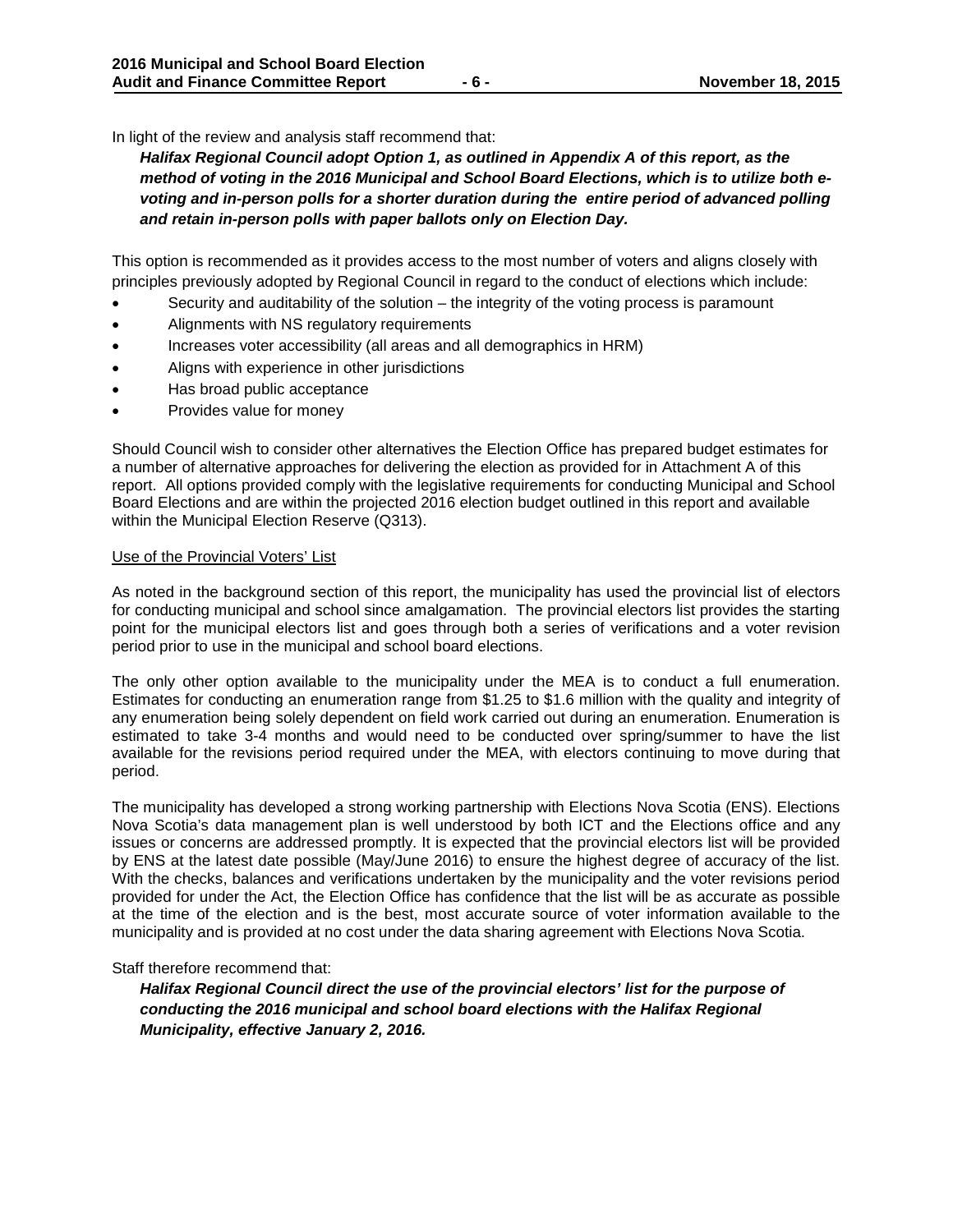In light of the review and analysis staff recommend that:

***Halifax Regional Council adopt Option 1, as outlined in Appendix A of this report, as the method of voting in the 2016 Municipal and School Board Elections, which is to utilize both e-voting and in-person polls for a shorter duration during the entire period of advanced polling and retain in-person polls with paper ballots only on Election Day.***

This option is recommended as it provides access to the most number of voters and aligns closely with principles previously adopted by Regional Council in regard to the conduct of elections which include:

- Security and auditability of the solution – the integrity of the voting process is paramount
- Alignments with NS regulatory requirements
- Increases voter accessibility (all areas and all demographics in HRM)
- Aligns with experience in other jurisdictions
- Has broad public acceptance
- Provides value for money

Should Council wish to consider other alternatives the Election Office has prepared budget estimates for a number of alternative approaches for delivering the election as provided for in Attachment A of this report. All options provided comply with the legislative requirements for conducting Municipal and School Board Elections and are within the projected 2016 election budget outlined in this report and available within the Municipal Election Reserve (Q313).

Use of the Provincial Voters' List

As noted in the background section of this report, the municipality has used the provincial list of electors for conducting municipal and school since amalgamation. The provincial electors list provides the starting point for the municipal electors list and goes through both a series of verifications and a voter revision period prior to use in the municipal and school board elections.

The only other option available to the municipality under the MEA is to conduct a full enumeration. Estimates for conducting an enumeration range from $1.25 to $1.6 million with the quality and integrity of any enumeration being solely dependent on field work carried out during an enumeration. Enumeration is estimated to take 3-4 months and would need to be conducted over spring/summer to have the list available for the revisions period required under the MEA, with electors continuing to move during that period.

The municipality has developed a strong working partnership with Elections Nova Scotia (ENS). Elections Nova Scotia's data management plan is well understood by both ICT and the Elections office and any issues or concerns are addressed promptly. It is expected that the provincial electors list will be provided by ENS at the latest date possible (May/June 2016) to ensure the highest degree of accuracy of the list. With the checks, balances and verifications undertaken by the municipality and the voter revisions period provided for under the Act, the Election Office has confidence that the list will be as accurate as possible at the time of the election and is the best, most accurate source of voter information available to the municipality and is provided at no cost under the data sharing agreement with Elections Nova Scotia.

Staff therefore recommend that:

***Halifax Regional Council direct the use of the provincial electors' list for the purpose of conducting the 2016 municipal and school board elections with the Halifax Regional Municipality, effective January 2, 2016.***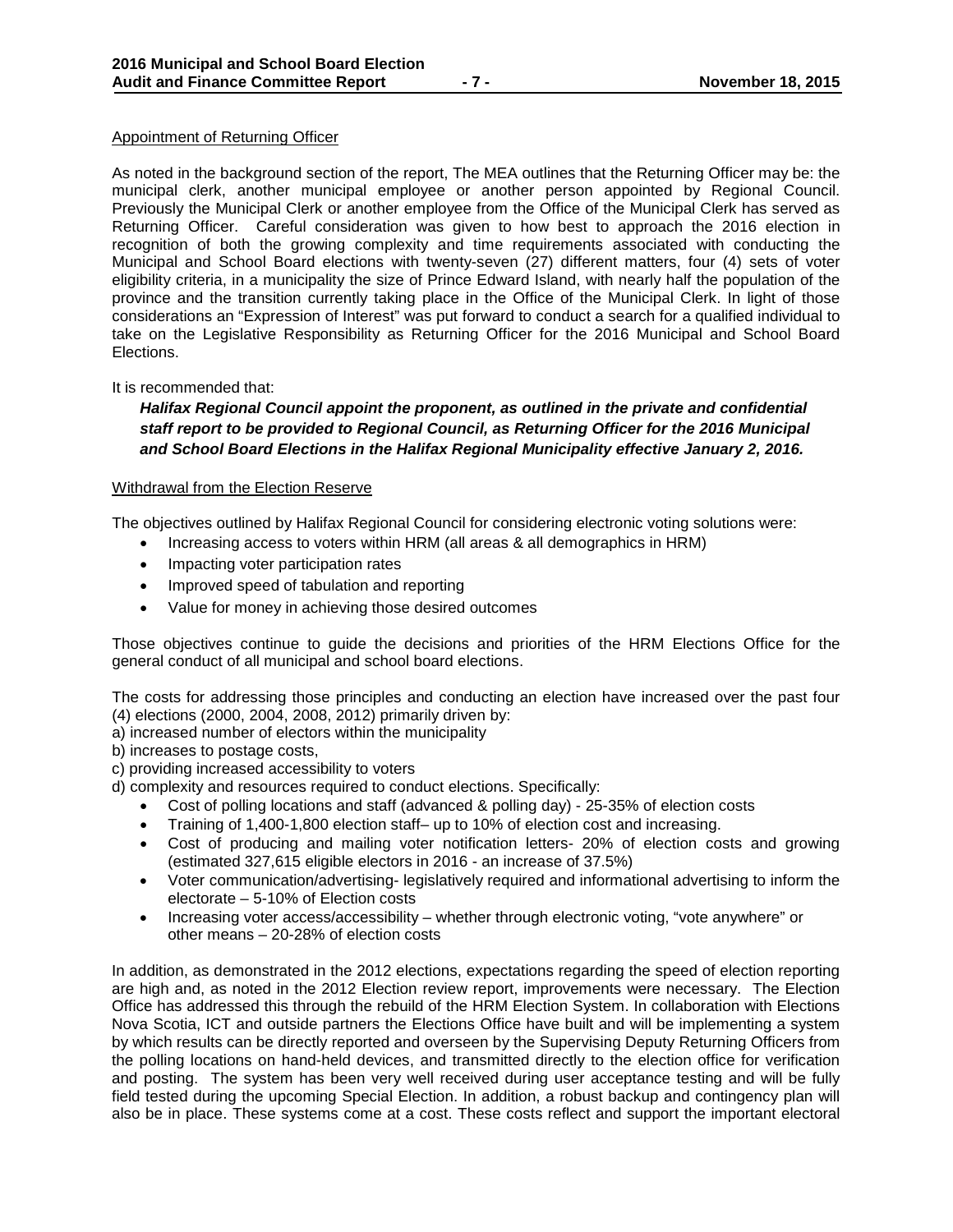Appointment of Returning Officer

As noted in the background section of the report, The MEA outlines that the Returning Officer may be: the municipal clerk, another municipal employee or another person appointed by Regional Council. Previously the Municipal Clerk or another employee from the Office of the Municipal Clerk has served as Returning Officer. Careful consideration was given to how best to approach the 2016 election in recognition of both the growing complexity and time requirements associated with conducting the Municipal and School Board elections with twenty-seven (27) different matters, four (4) sets of voter eligibility criteria, in a municipality the size of Prince Edward Island, with nearly half the population of the province and the transition currently taking place in the Office of the Municipal Clerk. In light of those considerations an "Expression of Interest" was put forward to conduct a search for a qualified individual to take on the Legislative Responsibility as Returning Officer for the 2016 Municipal and School Board Elections.

It is recommended that:

***Halifax Regional Council appoint the proponent, as outlined in the private and confidential staff report to be provided to Regional Council, as Returning Officer for the 2016 Municipal and School Board Elections in the Halifax Regional Municipality effective January 2, 2016.***

Withdrawal from the Election Reserve

The objectives outlined by Halifax Regional Council for considering electronic voting solutions were:

- Increasing access to voters within HRM (all areas & all demographics in HRM)
- Impacting voter participation rates
- Improved speed of tabulation and reporting
- Value for money in achieving those desired outcomes

Those objectives continue to guide the decisions and priorities of the HRM Elections Office for the general conduct of all municipal and school board elections.

The costs for addressing those principles and conducting an election have increased over the past four (4) elections (2000, 2004, 2008, 2012) primarily driven by:

a) increased number of electors within the municipality
b) increases to postage costs,
c) providing increased accessibility to voters
d) complexity and resources required to conduct elections. Specifically:

- Cost of polling locations and staff (advanced & polling day) - 25-35% of election costs
- Training of 1,400-1,800 election staff– up to 10% of election cost and increasing.
- Cost of producing and mailing voter notification letters- 20% of election costs and growing (estimated 327,615 eligible electors in 2016 - an increase of 37.5%)
- Voter communication/advertising- legislatively required and informational advertising to inform the electorate – 5-10% of Election costs
- Increasing voter access/accessibility – whether through electronic voting, "vote anywhere" or other means – 20-28% of election costs

In addition, as demonstrated in the 2012 elections, expectations regarding the speed of election reporting are high and, as noted in the 2012 Election review report, improvements were necessary. The Election Office has addressed this through the rebuild of the HRM Election System. In collaboration with Elections Nova Scotia, ICT and outside partners the Elections Office have built and will be implementing a system by which results can be directly reported and overseen by the Supervising Deputy Returning Officers from the polling locations on hand-held devices, and transmitted directly to the election office for verification and posting. The system has been very well received during user acceptance testing and will be fully field tested during the upcoming Special Election. In addition, a robust backup and contingency plan will also be in place. These systems come at a cost. These costs reflect and support the important electoral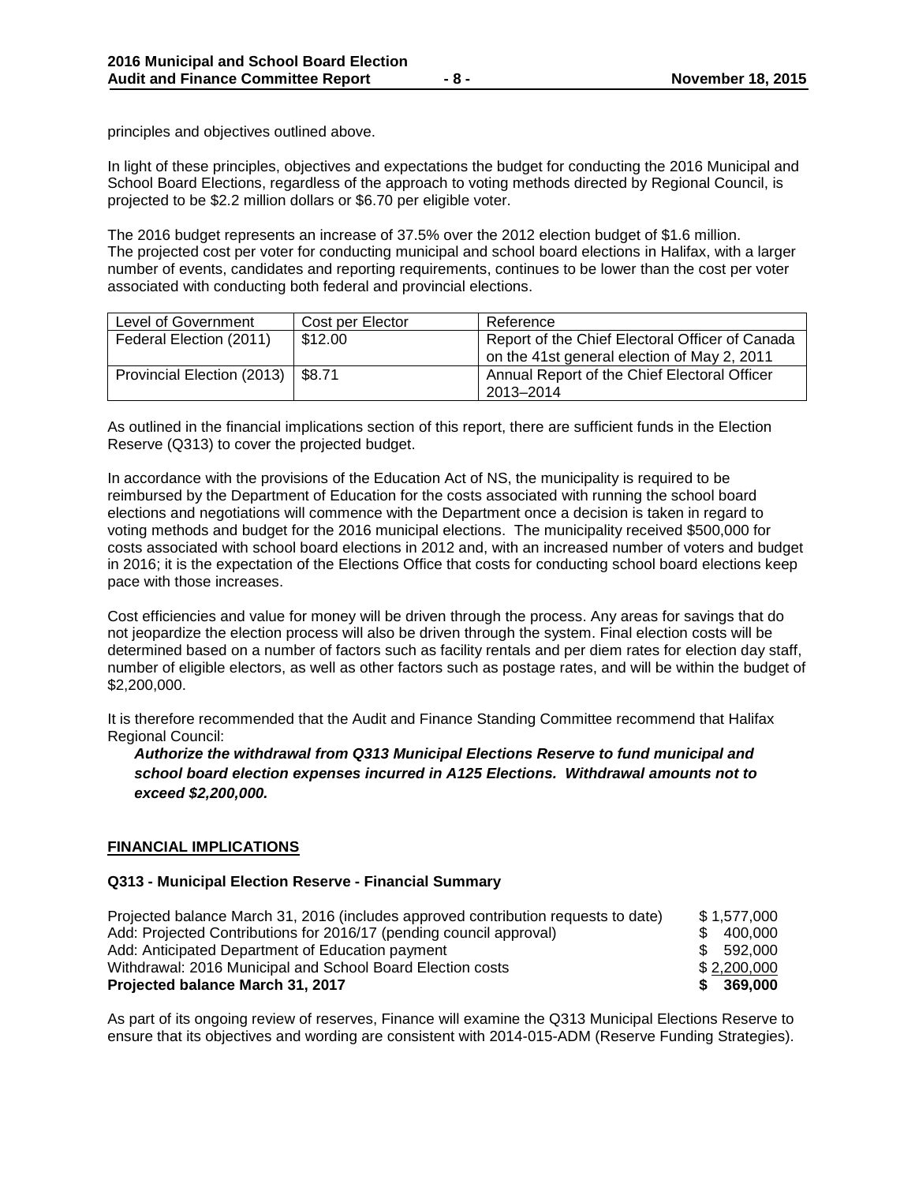principles and objectives outlined above.

In light of these principles, objectives and expectations the budget for conducting the 2016 Municipal and School Board Elections, regardless of the approach to voting methods directed by Regional Council, is projected to be $2.2 million dollars or $6.70 per eligible voter.

The 2016 budget represents an increase of 37.5% over the 2012 election budget of $1.6 million. The projected cost per voter for conducting municipal and school board elections in Halifax, with a larger number of events, candidates and reporting requirements, continues to be lower than the cost per voter associated with conducting both federal and provincial elections.

| Level of Government | Cost per Elector | Reference |
|---|---|---|
| Federal Election (2011) | $12.00 | Report of the Chief Electoral Officer of Canada on the 41st general election of May 2, 2011 |
| Provincial Election (2013) | $8.71 | Annual Report of the Chief Electoral Officer 2013–2014 |

As outlined in the financial implications section of this report, there are sufficient funds in the Election Reserve (Q313) to cover the projected budget.

In accordance with the provisions of the Education Act of NS, the municipality is required to be reimbursed by the Department of Education for the costs associated with running the school board elections and negotiations will commence with the Department once a decision is taken in regard to voting methods and budget for the 2016 municipal elections. The municipality received $500,000 for costs associated with school board elections in 2012 and, with an increased number of voters and budget in 2016; it is the expectation of the Elections Office that costs for conducting school board elections keep pace with those increases.

Cost efficiencies and value for money will be driven through the process. Any areas for savings that do not jeopardize the election process will also be driven through the system. Final election costs will be determined based on a number of factors such as facility rentals and per diem rates for election day staff, number of eligible electors, as well as other factors such as postage rates, and will be within the budget of $2,200,000.

It is therefore recommended that the Audit and Finance Standing Committee recommend that Halifax Regional Council:

***Authorize the withdrawal from Q313 Municipal Elections Reserve to fund municipal and school board election expenses incurred in A125 Elections. Withdrawal amounts not to exceed $2,200,000.***

## FINANCIAL IMPLICATIONS

### Q313 - Municipal Election Reserve - Financial Summary

| | |
|---|---|
| Projected balance March 31, 2016 (includes approved contribution requests to date) | $ 1,577,000 |
| Add: Projected Contributions for 2016/17 (pending council approval) | $ 400,000 |
| Add: Anticipated Department of Education payment | $ 592,000 |
| Withdrawal: 2016 Municipal and School Board Election costs | $ 2,200,000 |
| **Projected balance March 31, 2017** | **$ 369,000** |

As part of its ongoing review of reserves, Finance will examine the Q313 Municipal Elections Reserve to ensure that its objectives and wording are consistent with 2014-015-ADM (Reserve Funding Strategies).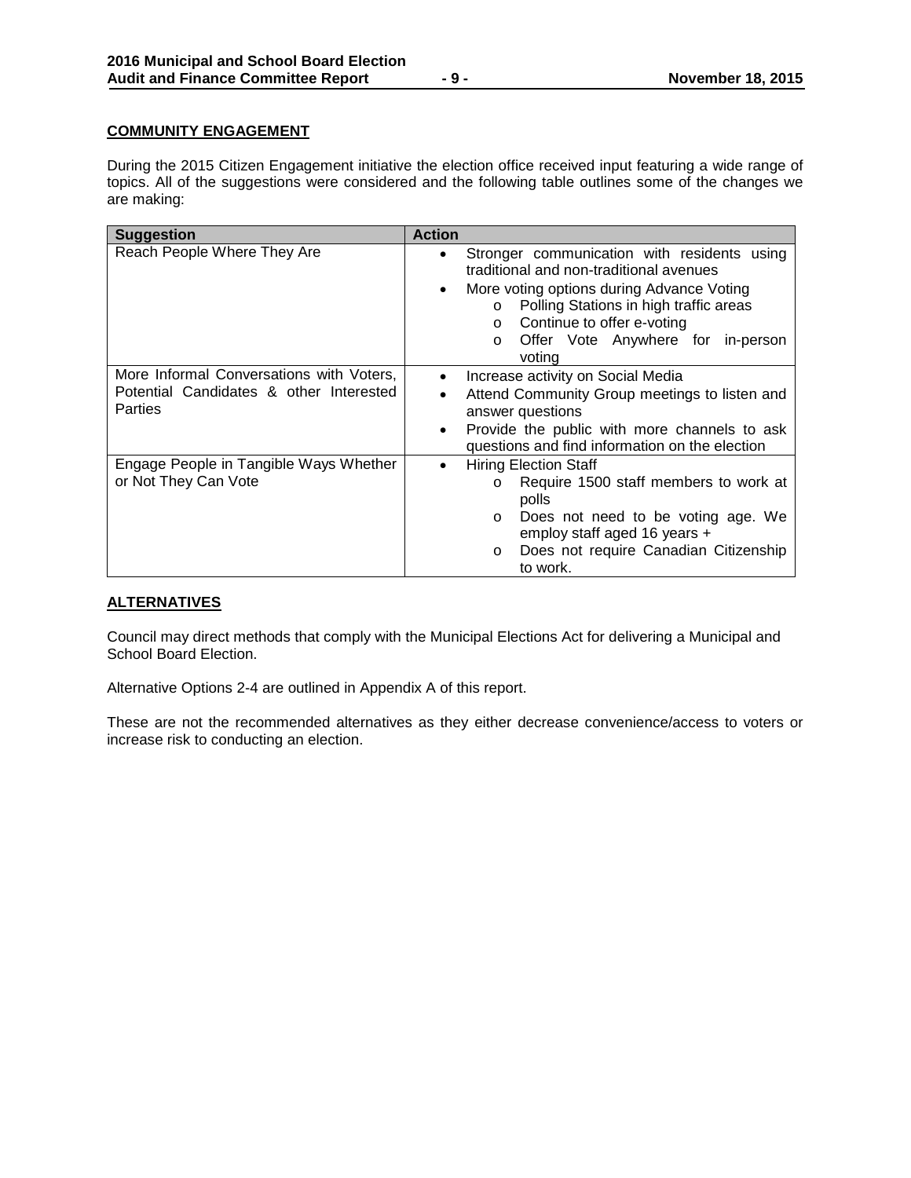## COMMUNITY ENGAGEMENT

During the 2015 Citizen Engagement initiative the election office received input featuring a wide range of topics. All of the suggestions were considered and the following table outlines some of the changes we are making:

| Suggestion | Action |
|---|---|
| Reach People Where They Are | • Stronger communication with residents using traditional and non-traditional avenues<br>• More voting options during Advance Voting<br>&nbsp;&nbsp;&nbsp;o Polling Stations in high traffic areas<br>&nbsp;&nbsp;&nbsp;o Continue to offer e-voting<br>&nbsp;&nbsp;&nbsp;o Offer Vote Anywhere for in-person voting |
| More Informal Conversations with Voters, Potential Candidates & other Interested Parties | • Increase activity on Social Media<br>• Attend Community Group meetings to listen and answer questions<br>• Provide the public with more channels to ask questions and find information on the election |
| Engage People in Tangible Ways Whether or Not They Can Vote | • Hiring Election Staff<br>&nbsp;&nbsp;&nbsp;o Require 1500 staff members to work at polls<br>&nbsp;&nbsp;&nbsp;o Does not need to be voting age. We employ staff aged 16 years +<br>&nbsp;&nbsp;&nbsp;o Does not require Canadian Citizenship to work. |

## ALTERNATIVES

Council may direct methods that comply with the Municipal Elections Act for delivering a Municipal and School Board Election.

Alternative Options 2-4 are outlined in Appendix A of this report.

These are not the recommended alternatives as they either decrease convenience/access to voters or increase risk to conducting an election.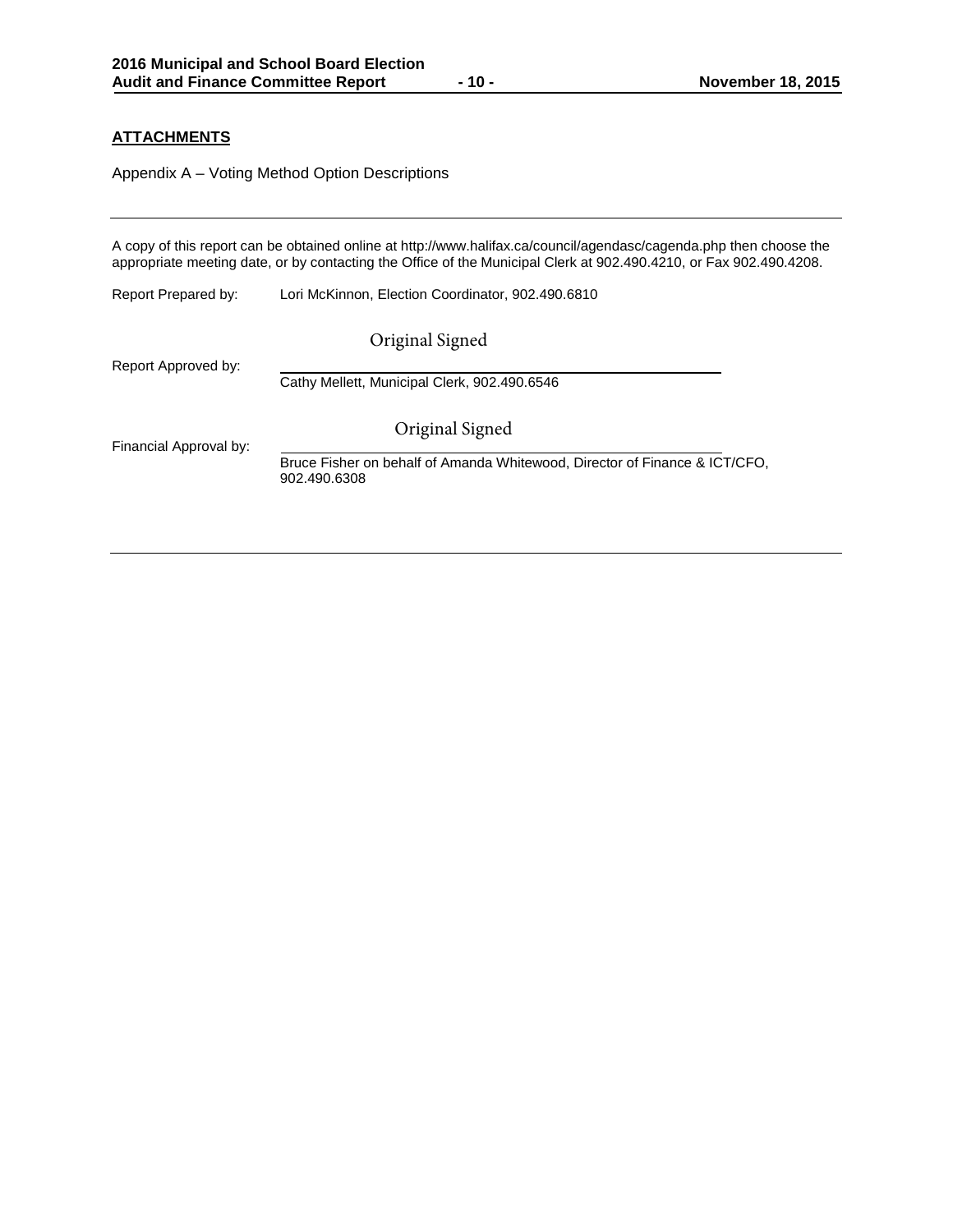## ATTACHMENTS

Appendix A – Voting Method Option Descriptions

---

A copy of this report can be obtained online at http://www.halifax.ca/council/agendasc/cagenda.php then choose the appropriate meeting date, or by contacting the Office of the Municipal Clerk at 902.490.4210, or Fax 902.490.4208.

Report Prepared by: Lori McKinnon, Election Coordinator, 902.490.6810

Report Approved by: Original Signed

Cathy Mellett, Municipal Clerk, 902.490.6546

Financial Approval by: Original Signed

Bruce Fisher on behalf of Amanda Whitewood, Director of Finance & ICT/CFO, 902.490.6308

---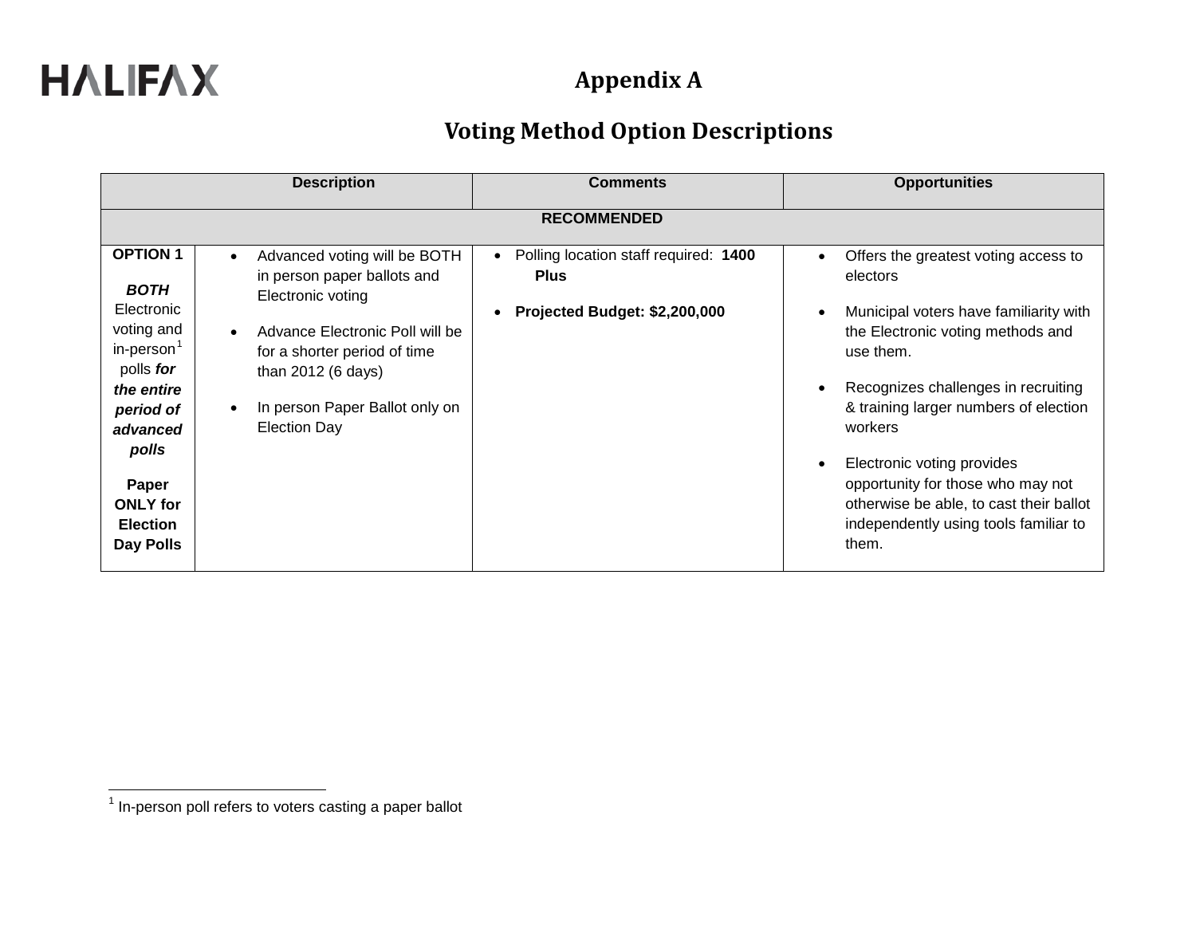# Appendix A

## Voting Method Option Descriptions

| Description | | Comments | Opportunities |
|---|---|---|---|
| **RECOMMENDED** | | | |
| **OPTION 1**<br><br>***BOTH*** Electronic voting and in-person[1] polls ***for the entire period of advanced polls***<br><br>**Paper ONLY for Election Day Polls** | • Advanced voting will be BOTH in person paper ballots and Electronic voting<br><br>• Advance Electronic Poll will be for a shorter period of time than 2012 (6 days)<br><br>• In person Paper Ballot only on Election Day | • Polling location staff required: **1400 Plus**<br><br>• **Projected Budget: $2,200,000** | • Offers the greatest voting access to electors<br><br>• Municipal voters have familiarity with the Electronic voting methods and use them.<br><br>• Recognizes challenges in recruiting & training larger numbers of election workers<br><br>• Electronic voting provides opportunity for those who may not otherwise be able, to cast their ballot independently using tools familiar to them. |

[1] In-person poll refers to voters casting a paper ballot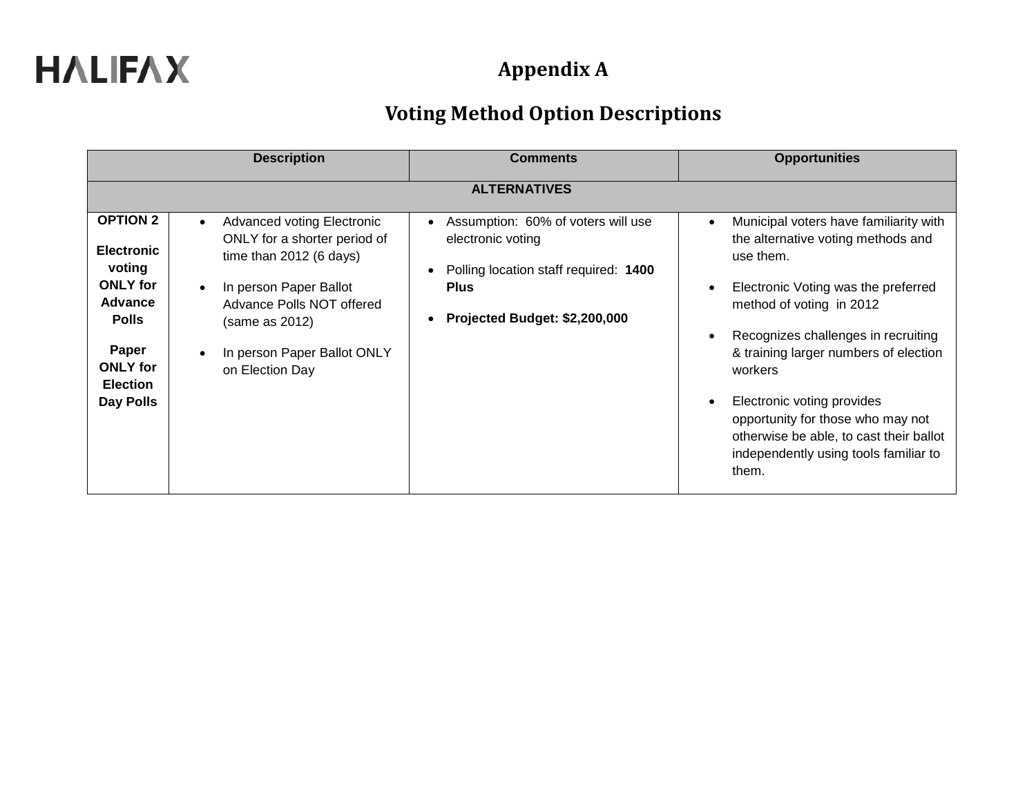HALIFAX

# Appendix A

## Voting Method Option Descriptions

| Description | | Comments | Opportunities |
|---|---|---|---|
| **ALTERNATIVES** | | | |
| **OPTION 2**<br><br>**Electronic voting ONLY for Advance Polls**<br><br>**Paper ONLY for Election Day Polls** | • Advanced voting Electronic ONLY for a shorter period of time than 2012 (6 days)<br>• In person Paper Ballot Advance Polls NOT offered (same as 2012)<br>• In person Paper Ballot ONLY on Election Day | • Assumption: 60% of voters will use electronic voting<br>• Polling location staff required: **1400 Plus**<br>• **Projected Budget: $2,200,000** | • Municipal voters have familiarity with the alternative voting methods and use them.<br>• Electronic Voting was the preferred method of voting in 2012<br>• Recognizes challenges in recruiting & training larger numbers of election workers<br>• Electronic voting provides opportunity for those who may not otherwise be able, to cast their ballot independently using tools familiar to them. |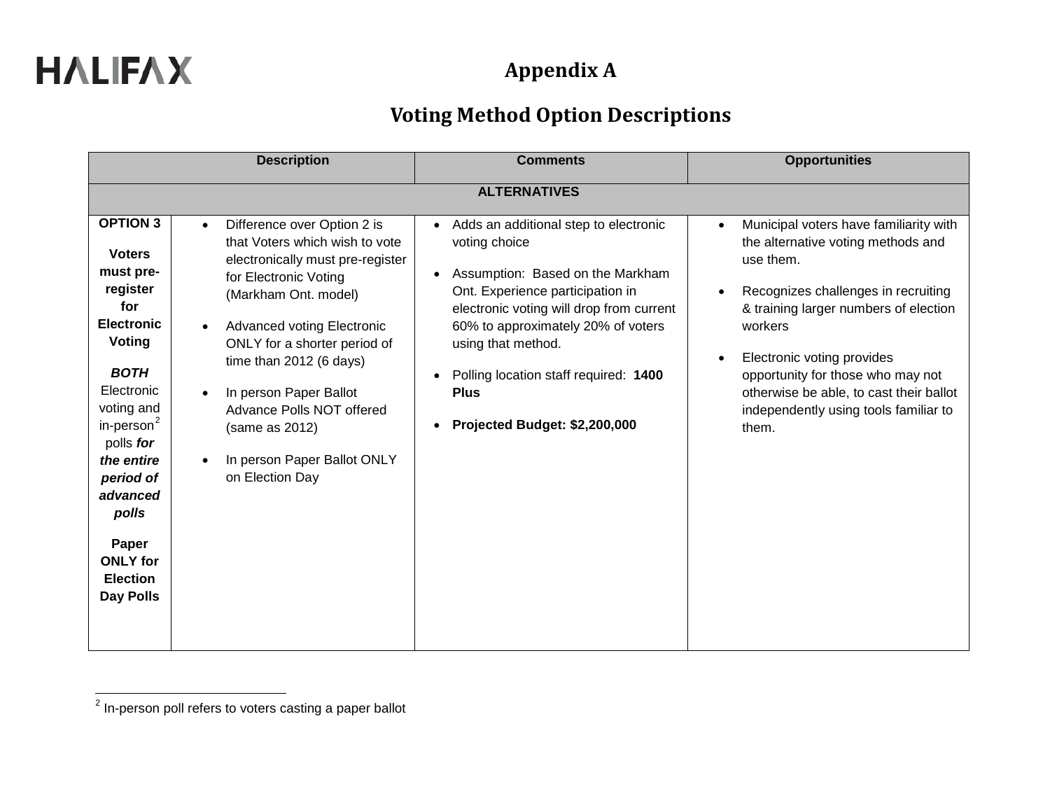# Appendix A

## Voting Method Option Descriptions

| Description | | Comments | Opportunities |
|---|---|---|---|
| **ALTERNATIVES** | | | |
| **OPTION 3**<br><br>**Voters must pre-register for Electronic Voting**<br><br>***BOTH*** Electronic voting and in-person[2] polls ***for the entire period of advanced polls***<br><br>**Paper ONLY for Election Day Polls** | • Difference over Option 2 is that Voters which wish to vote electronically must pre-register for Electronic Voting (Markham Ont. model)<br><br>• Advanced voting Electronic ONLY for a shorter period of time than 2012 (6 days)<br><br>• In person Paper Ballot Advance Polls NOT offered (same as 2012)<br><br>• In person Paper Ballot ONLY on Election Day | • Adds an additional step to electronic voting choice<br><br>• Assumption: Based on the Markham Ont. Experience participation in electronic voting will drop from current 60% to approximately 20% of voters using that method.<br><br>• Polling location staff required: **1400 Plus**<br><br>• **Projected Budget: $2,200,000** | • Municipal voters have familiarity with the alternative voting methods and use them.<br><br>• Recognizes challenges in recruiting & training larger numbers of election workers<br><br>• Electronic voting provides opportunity for those who may not otherwise be able, to cast their ballot independently using tools familiar to them. |

[2] In-person poll refers to voters casting a paper ballot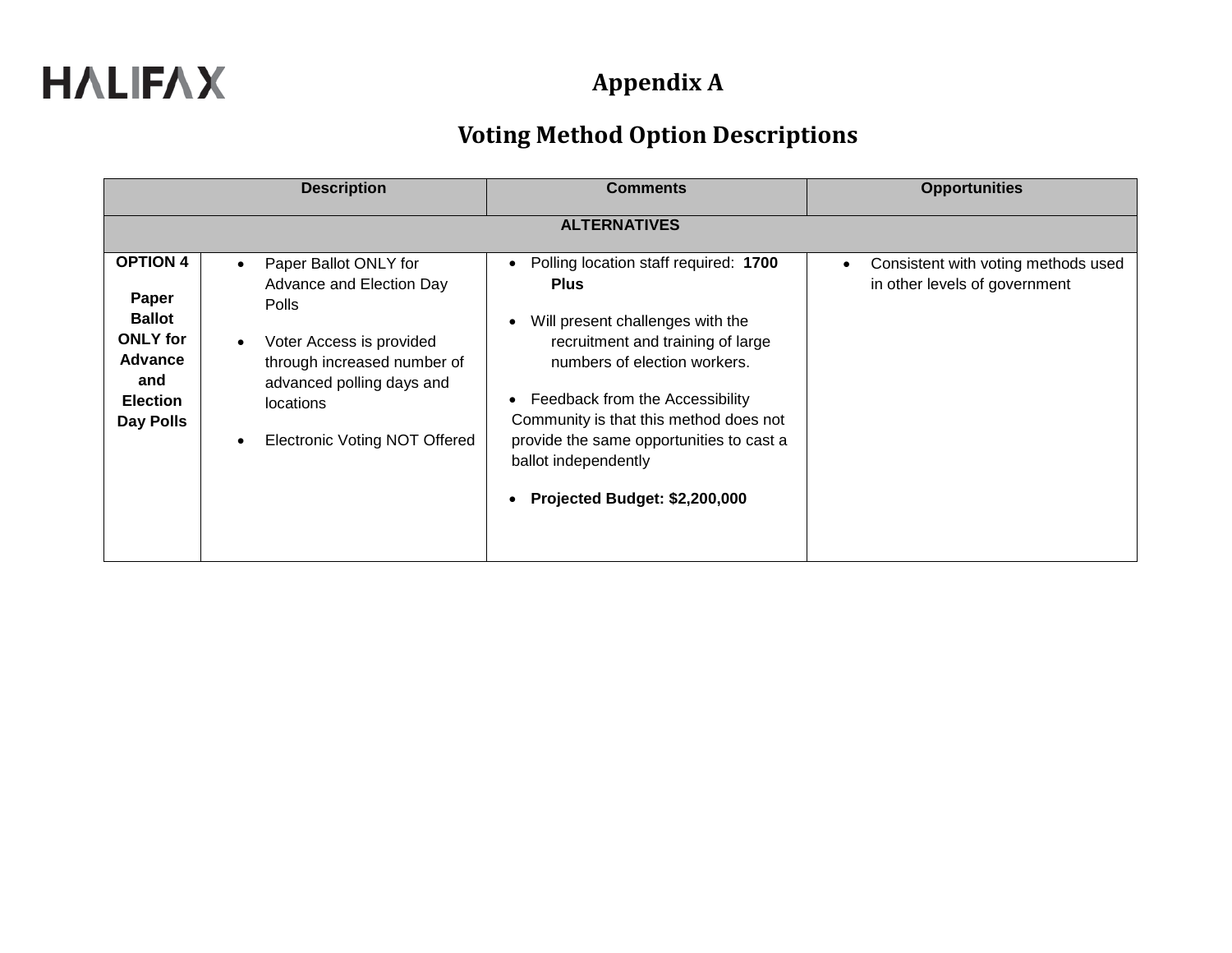HALIFAX

# Appendix A

## Voting Method Option Descriptions

| Description | | Comments | Opportunities |
|---|---|---|---|
| **ALTERNATIVES** | | | |
| **OPTION 4**<br><br>**Paper Ballot ONLY for Advance and Election Day Polls** | • Paper Ballot ONLY for Advance and Election Day Polls<br><br>• Voter Access is provided through increased number of advanced polling days and locations<br><br>• Electronic Voting NOT Offered | • Polling location staff required: **1700 Plus**<br><br>• Will present challenges with the recruitment and training of large numbers of election workers.<br><br>• Feedback from the Accessibility Community is that this method does not provide the same opportunities to cast a ballot independently<br><br>• **Projected Budget: $2,200,000** | • Consistent with voting methods used in other levels of government |